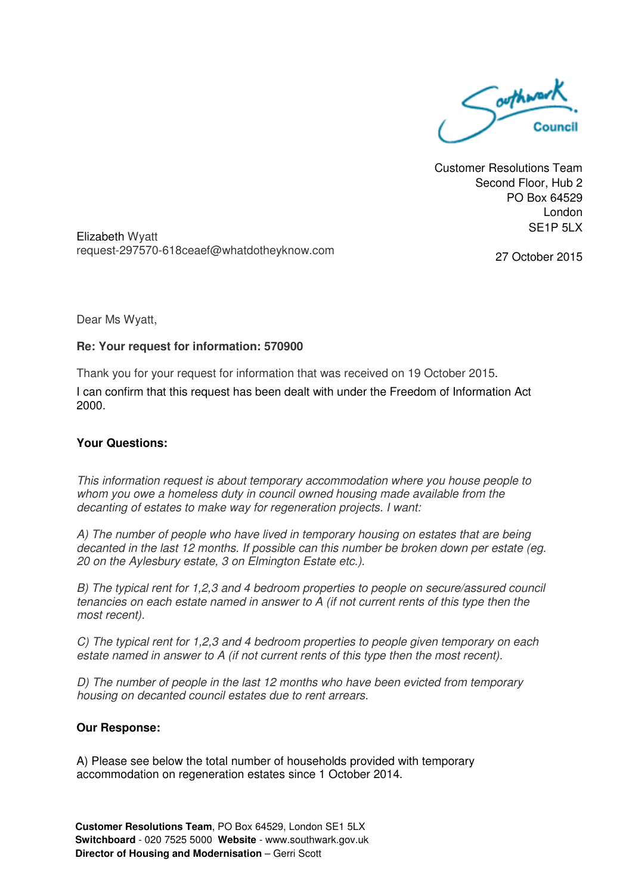Southwark Council

Customer Resolutions Team
Second Floor, Hub 2
PO Box 64529
London
SE1P 5LX

Elizabeth Wyatt
request-297570-618ceaef@whatdotheyknow.com

27 October 2015

Dear Ms Wyatt,

**Re: Your request for information: 570900**

Thank you for your request for information that was received on 19 October 2015.

I can confirm that this request has been dealt with under the Freedom of Information Act 2000.

**Your Questions:**

*This information request is about temporary accommodation where you house people to whom you owe a homeless duty in council owned housing made available from the decanting of estates to make way for regeneration projects. I want:*

*A) The number of people who have lived in temporary housing on estates that are being decanted in the last 12 months. If possible can this number be broken down per estate (eg. 20 on the Aylesbury estate, 3 on Elmington Estate etc.).*

*B) The typical rent for 1,2,3 and 4 bedroom properties to people on secure/assured council tenancies on each estate named in answer to A (if not current rents of this type then the most recent).*

*C) The typical rent for 1,2,3 and 4 bedroom properties to people given temporary on each estate named in answer to A (if not current rents of this type then the most recent).*

*D) The number of people in the last 12 months who have been evicted from temporary housing on decanted council estates due to rent arrears.*

**Our Response:**

A) Please see below the total number of households provided with temporary accommodation on regeneration estates since 1 October 2014.

**Customer Resolutions Team**, PO Box 64529, London SE1 5LX
**Switchboard** - 020 7525 5000 **Website** - www.southwark.gov.uk
**Director of Housing and Modernisation** – Gerri Scott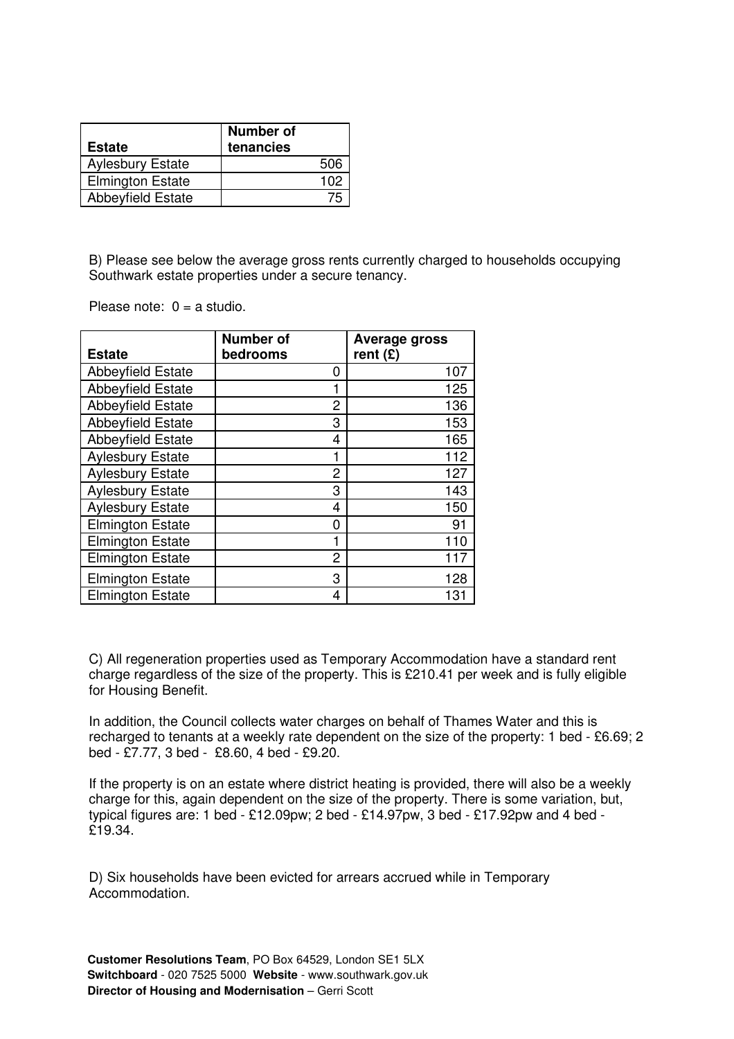| Estate | Number of tenancies |
| --- | --- |
| Aylesbury Estate | 506 |
| Elmington Estate | 102 |
| Abbeyfield Estate | 75 |

B) Please see below the average gross rents currently charged to households occupying Southwark estate properties under a secure tenancy.

Please note: 0 = a studio.

| Estate | Number of bedrooms | Average gross rent (£) |
| --- | --- | --- |
| Abbeyfield Estate | 0 | 107 |
| Abbeyfield Estate | 1 | 125 |
| Abbeyfield Estate | 2 | 136 |
| Abbeyfield Estate | 3 | 153 |
| Abbeyfield Estate | 4 | 165 |
| Aylesbury Estate | 1 | 112 |
| Aylesbury Estate | 2 | 127 |
| Aylesbury Estate | 3 | 143 |
| Aylesbury Estate | 4 | 150 |
| Elmington Estate | 0 | 91 |
| Elmington Estate | 1 | 110 |
| Elmington Estate | 2 | 117 |
| Elmington Estate | 3 | 128 |
| Elmington Estate | 4 | 131 |

C) All regeneration properties used as Temporary Accommodation have a standard rent charge regardless of the size of the property. This is £210.41 per week and is fully eligible for Housing Benefit.

In addition, the Council collects water charges on behalf of Thames Water and this is recharged to tenants at a weekly rate dependent on the size of the property: 1 bed - £6.69; 2 bed - £7.77, 3 bed - £8.60, 4 bed - £9.20.

If the property is on an estate where district heating is provided, there will also be a weekly charge for this, again dependent on the size of the property. There is some variation, but, typical figures are: 1 bed - £12.09pw; 2 bed - £14.97pw, 3 bed - £17.92pw and 4 bed - £19.34.

D) Six households have been evicted for arrears accrued while in Temporary Accommodation.

**Customer Resolutions Team**, PO Box 64529, London SE1 5LX
**Switchboard** - 020 7525 5000 **Website** - www.southwark.gov.uk
**Director of Housing and Modernisation** – Gerri Scott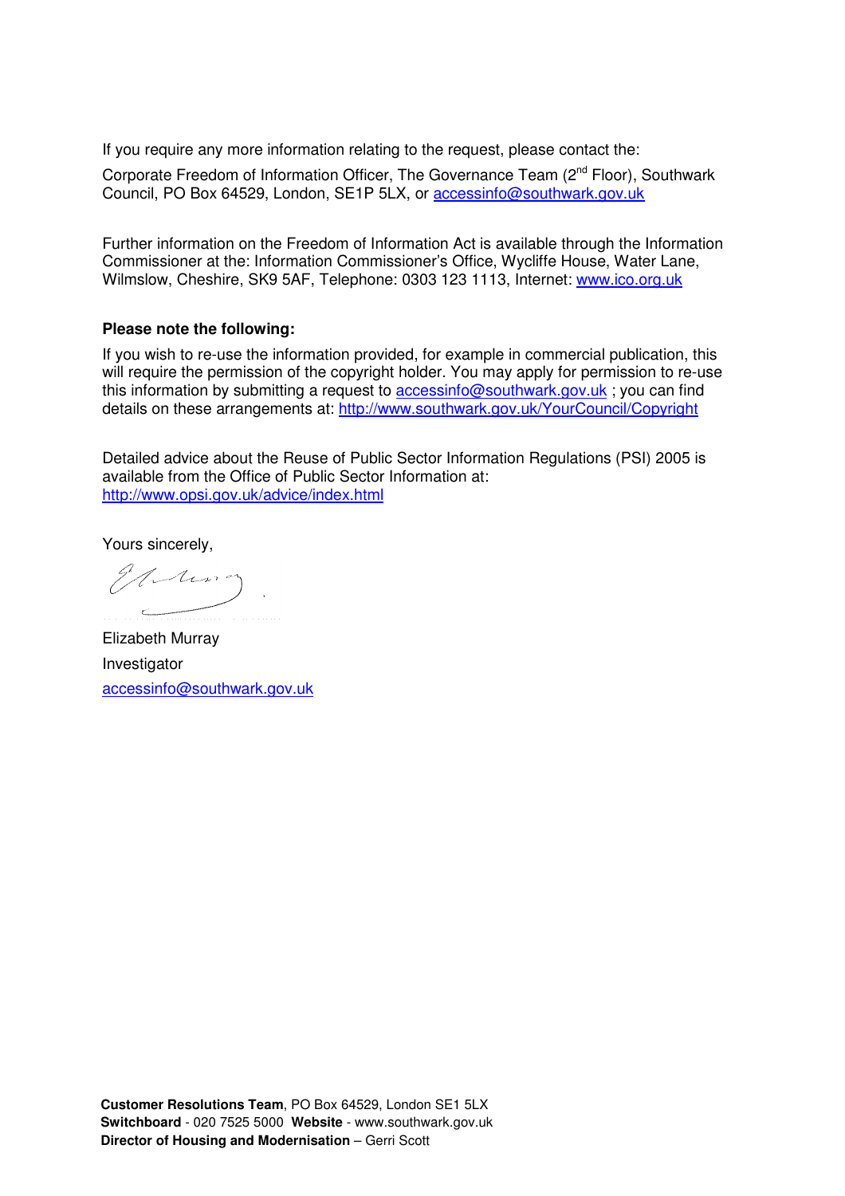If you require any more information relating to the request, please contact the:

Corporate Freedom of Information Officer, The Governance Team (2nd Floor), Southwark Council, PO Box 64529, London, SE1P 5LX, or accessinfo@southwark.gov.uk

Further information on the Freedom of Information Act is available through the Information Commissioner at the: Information Commissioner's Office, Wycliffe House, Water Lane, Wilmslow, Cheshire, SK9 5AF, Telephone: 0303 123 1113, Internet: www.ico.org.uk

**Please note the following:**

If you wish to re-use the information provided, for example in commercial publication, this will require the permission of the copyright holder. You may apply for permission to re-use this information by submitting a request to accessinfo@southwark.gov.uk ; you can find details on these arrangements at: http://www.southwark.gov.uk/YourCouncil/Copyright

Detailed advice about the Reuse of Public Sector Information Regulations (PSI) 2005 is available from the Office of Public Sector Information at: http://www.opsi.gov.uk/advice/index.html

Yours sincerely,

Elizabeth Murray
Investigator
accessinfo@southwark.gov.uk

**Customer Resolutions Team**, PO Box 64529, London SE1 5LX
**Switchboard** - 020 7525 5000 **Website** - www.southwark.gov.uk
**Director of Housing and Modernisation** – Gerri Scott